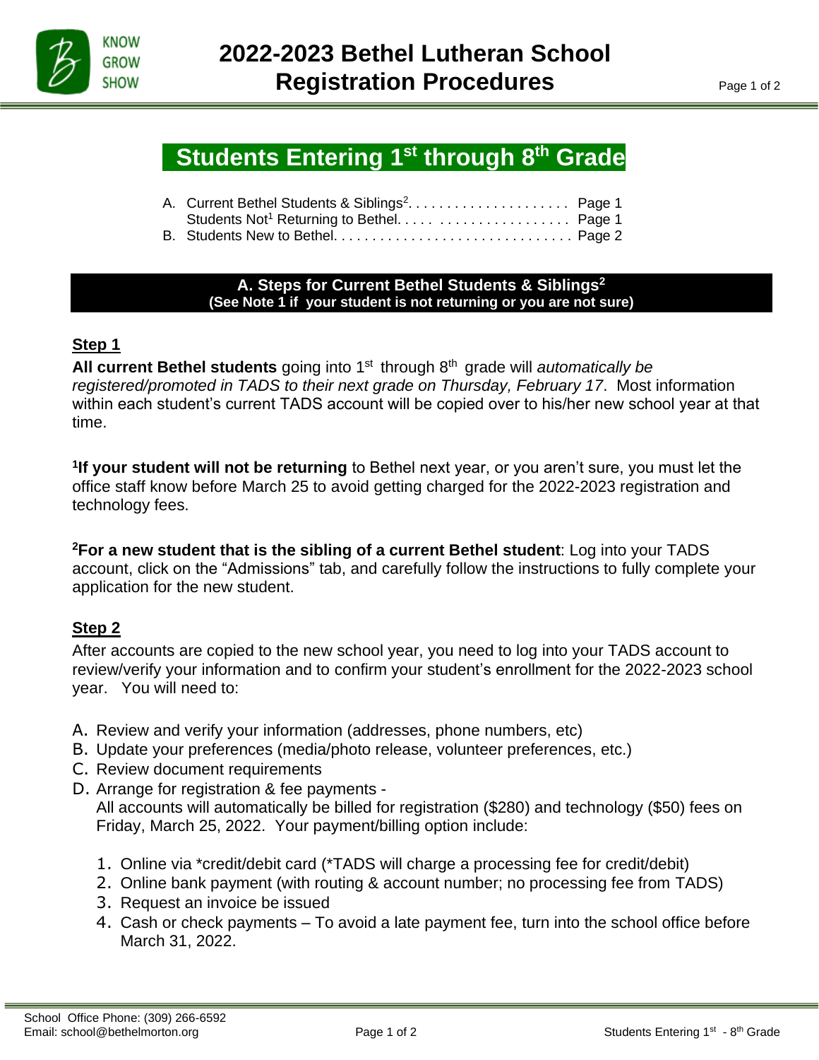# 2022-2023 Bethel Lutheran School Registration Procedures

## Students Entering 1st through 8th Grade

A. Current Bethel Students & Siblings[2]. . . . . . . . . . . . . . . . . . . . . Page 1
   Students Not[1] Returning to Bethel. . . . . . . . . . . . . . . . . . . . . . . Page 1
B. Students New to Bethel. . . . . . . . . . . . . . . . . . . . . . . . . . . . . . . Page 2

### A. Steps for Current Bethel Students & Siblings[2]
**(See Note 1 if your student is not returning or you are not sure)**

**Step 1**

**All current Bethel students** going into 1st through 8th grade will *automatically be registered/promoted in TADS to their next grade on Thursday, February 17*. Most information within each student's current TADS account will be copied over to his/her new school year at that time.

[1]**If your student will not be returning** to Bethel next year, or you aren't sure, you must let the office staff know before March 25 to avoid getting charged for the 2022-2023 registration and technology fees.

[2]**For a new student that is the sibling of a current Bethel student**: Log into your TADS account, click on the "Admissions" tab, and carefully follow the instructions to fully complete your application for the new student.

**Step 2**

After accounts are copied to the new school year, you need to log into your TADS account to review/verify your information and to confirm your student's enrollment for the 2022-2023 school year. You will need to:

A. Review and verify your information (addresses, phone numbers, etc)
B. Update your preferences (media/photo release, volunteer preferences, etc.)
C. Review document requirements
D. Arrange for registration & fee payments -
   All accounts will automatically be billed for registration ($280) and technology ($50) fees on Friday, March 25, 2022. Your payment/billing option include:

   1. Online via *credit/debit card (*TADS will charge a processing fee for credit/debit)
   2. Online bank payment (with routing & account number; no processing fee from TADS)
   3. Request an invoice be issued
   4. Cash or check payments – To avoid a late payment fee, turn into the school office before March 31, 2022.

School Office Phone: (309) 266-6592
Email: school@bethelmorton.org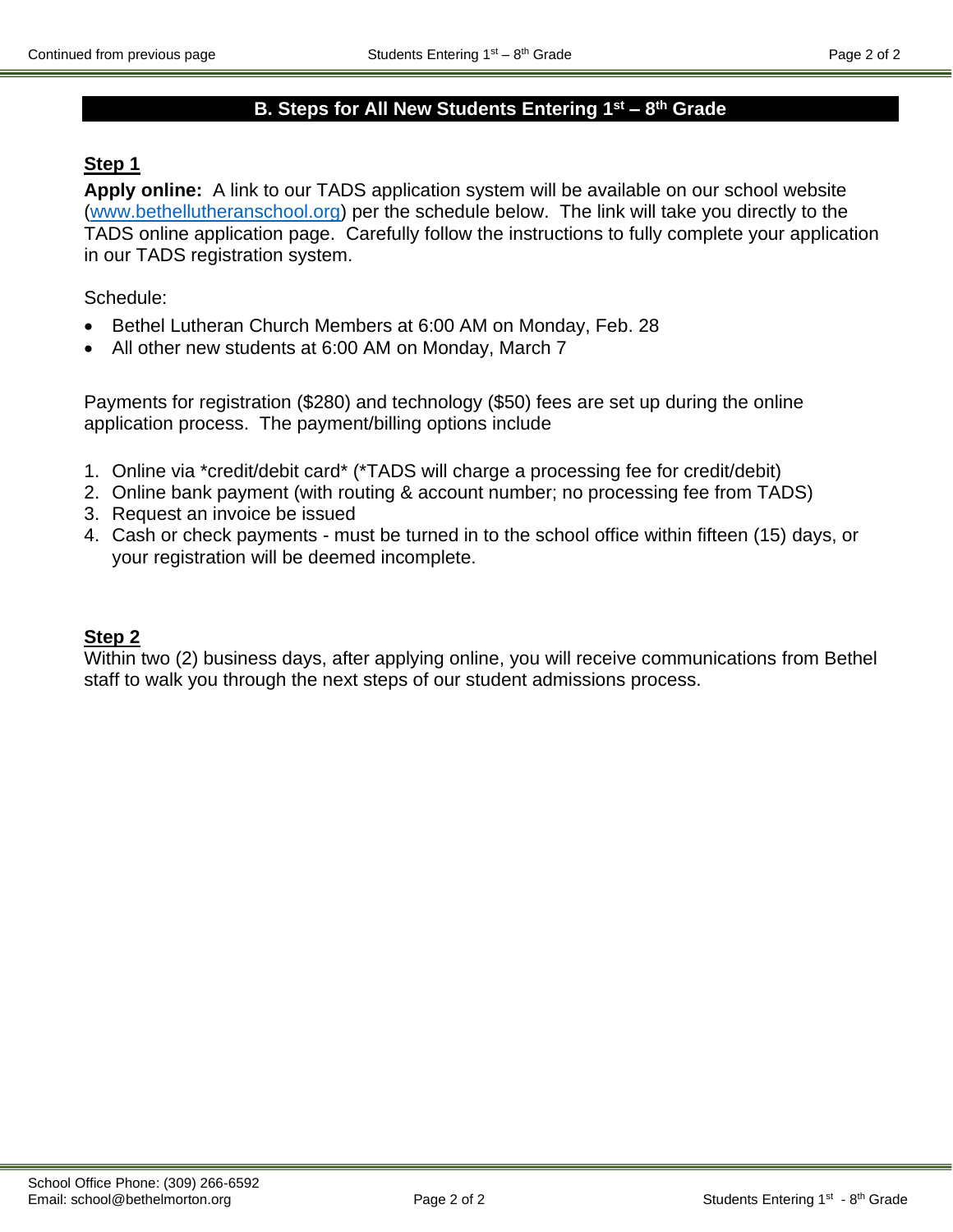## B. Steps for All New Students Entering 1st – 8th Grade

**Step 1**

**Apply online:** A link to our TADS application system will be available on our school website (www.bethellutheranschool.org) per the schedule below. The link will take you directly to the TADS online application page. Carefully follow the instructions to fully complete your application in our TADS registration system.

Schedule:

- Bethel Lutheran Church Members at 6:00 AM on Monday, Feb. 28
- All other new students at 6:00 AM on Monday, March 7

Payments for registration ($280) and technology ($50) fees are set up during the online application process. The payment/billing options include

1. Online via *credit/debit card* (*TADS will charge a processing fee for credit/debit)
2. Online bank payment (with routing & account number; no processing fee from TADS)
3. Request an invoice be issued
4. Cash or check payments - must be turned in to the school office within fifteen (15) days, or your registration will be deemed incomplete.

**Step 2**

Within two (2) business days, after applying online, you will receive communications from Bethel staff to walk you through the next steps of our student admissions process.

School Office Phone: (309) 266-6592
Email: school@bethelmorton.org